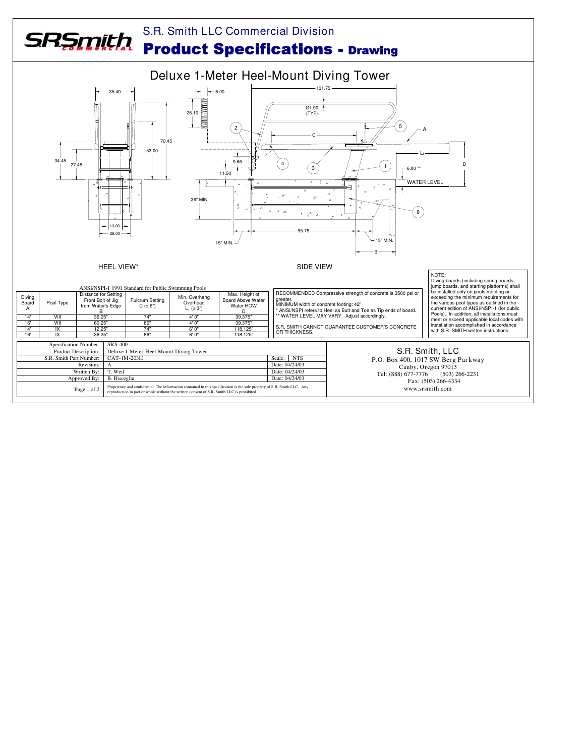# S.R. Smith LLC Commercial Division

## Product Specifications - Drawing

## Deluxe 1-Meter Heel-Mount Diving Tower

HEEL VIEW*

SIDE VIEW

NOTE:
Diving boards (including spring boards, jump boards, and starting platforms) shall be installed only on pools meeting or exceeding the minimum requirements for the various pool types as outlined in the current edition of ANSI/NSPI-1 (for public Pools). In addition, all installations must meet or exceed applicable local codes with installation accomplished in accordance with S.R. SMITH written instructions.

ANSI/NSPI-1 1991 Standard for Public Swimming Pools

| Diving Board A | Pool Type | Distance for Setting Front Bolt of Jig from Water's Edge B | Fulcrum Setting C (± 6") | Min. Overhang Overhead $L_1$ (± 3") | Max. Height of Board Above Water HOW D |
|---|---|---|---|---|---|
| 14' | VIII | 36.25" | 74" | 4' 0" | 39.375" |
| 16' | VIII | 60.25" | 86" | 4' 0" | 39.375" |
| 14' | IX | 12.25" | 74" | 6' 0" | 118.125" |
| 16' | IX | 36.25" | 86" | 6' 0" | 118.125" |

RECOMMENDED Compressive strength of concrete is 3500 psi or greater.
MINIMUM width of concrete footing: 42"
* ANSI/NSPI refers to Heel as Butt and Toe as Tip ends of board.
** WATER LEVEL MAY VARY. Adjust accordingly.

S.R. SMITH CANNOT GUARANTEE CUSTOMER'S CONCRETE OR THICKNESS.

| | | | |
|---|---|---|---|
| Specification Number: | SRS-400 | | |
| Product Description: | Deluxe 1-Meter Heel-Mount Diving Tower | | |
| S.R. Smith Part Number: | CAT-1M-203H | Scale: | NTS |
| Revision: | A | Date: 04/24/03 | |
| Written By: | T. Weil | Date: 04/24/03 | |
| Approved By: | B. Bisceglia | Date: 04/24/03 | |
| Page 1 of 2 | Proprietary and confidential: The information contained in this specification is the sole property of S.R. Smith LLC. Any reproduction in part or whole without the written consent of S.R. Smith LLC is prohibited. | | |

S.R. Smith, LLC
P.O. Box 400, 1017 SW Berg Parkway
Canby, Oregon 97013
Tel: (888) 677-7776 (503) 266-2231
Fax: (503) 266-4334
www.srsmith.com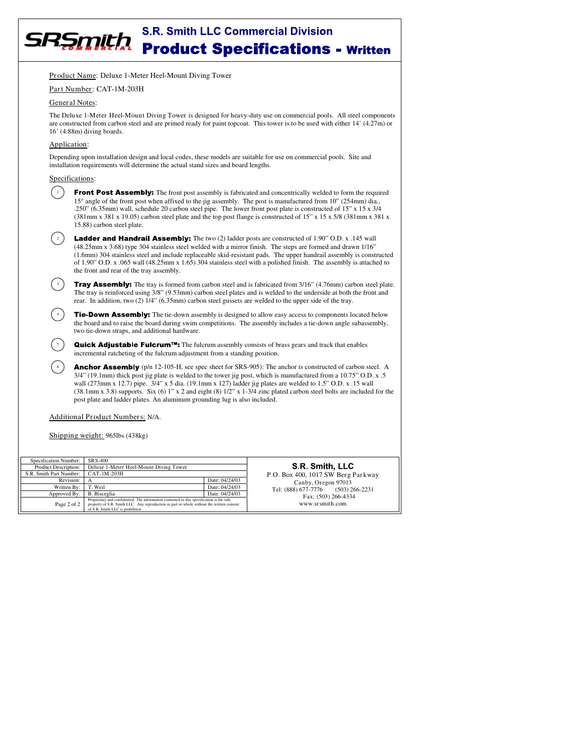# S.R. Smith LLC Commercial Division
## Product Specifications - Written

Product Name: Deluxe 1-Meter Heel-Mount Diving Tower

Part Number: CAT-1M-203H

General Notes:

The Deluxe 1-Meter Heel-Mount Diving Tower is designed for heavy-duty use on commercial pools. All steel components are constructed from carbon steel and are primed ready for paint topcoat. This tower is to be used with either 14' (4.27m) or 16' (4.88m) diving boards.

Application:

Depending upon installation design and local codes, these models are suitable for use on commercial pools. Site and installation requirements will determine the actual stand sizes and board lengths.

Specifications:

1. **Front Post Assembly:** The front post assembly is fabricated and concentrically welded to form the required 15° angle of the front post when affixed to the jig assembly. The post is manufactured from 10" (254mm) dia., .250" (6.35mm) wall, schedule 20 carbon steel pipe. The lower front post plate is constructed of 15" x 15 x 3/4 (381mm x 381 x 19.05) carbon steel plate and the top post flange is constructed of 15" x 15 x 5/8 (381mm x 381 x 15.88) carbon steel plate.

2. **Ladder and Handrail Assembly:** The two (2) ladder posts are constructed of 1.90" O.D. x .145 wall (48.25mm x 3.68) type 304 stainless steel welded with a mirror finish. The steps are formed and drawn 1/16" (1.6mm) 304 stainless steel and include replaceable skid-resistant pads. The upper handrail assembly is constructed of 1.90" O.D. x .065 wall (48.25mm x 1.65) 304 stainless steel with a polished finish. The assembly is attached to the front and rear of the tray assembly.

3. **Tray Assembly:** The tray is formed from carbon steel and is fabricated from 3/16" (4.76mm) carbon steel plate. The tray is reinforced using 3/8" (9.53mm) carbon steel plates and is welded to the underside at both the front and rear. In addition, two (2) 1/4" (6.35mm) carbon steel gussets are welded to the upper side of the tray.

4. **Tie-Down Assembly:** The tie-down assembly is designed to allow easy access to components located below the board and to raise the board during swim competitions. The assembly includes a tie-down angle subassembly, two tie-down straps, and additional hardware.

5. **Quick Adjustable Fulcrum™:** The fulcrum assembly consists of brass gears and track that enables incremental ratcheting of the fulcrum adjustment from a standing position.

6. **Anchor Assembly** (p/n 12-105-H, see spec sheet for SRS-905): The anchor is constructed of carbon steel. A 3/4" (19.1mm) thick post jig plate is welded to the tower jig post, which is manufactured from a 10.75" O.D. x .5 wall (273mm x 12.7) pipe. 3/4" x 5 dia. (19.1mm x 127) ladder jig plates are welded to 1.5" O.D. x .15 wall (38.1mm x 3.8) supports. Six (6) 1" x 2 and eight (8) 1/2" x 1-3/4 zinc plated carbon steel bolts are included for the post plate and ladder plates. An aluminum grounding lug is also included.

Additional Product Numbers: N/A.

Shipping weight: 965lbs (438kg)

| | | |
|---|---|---|
| Specification Number: | SRS-400 | |
| Product Description: | Deluxe 1-Meter Heel-Mount Diving Tower | |
| S.R. Smith Part Number: | CAT-1M-203H | |
| Revision: | A | Date: 04/24/03 |
| Written By: | T. Weil | Date: 04/24/03 |
| Approved By: | B. Bisceglia | Date: 04/24/03 |
| | Proprietary and confidential: The information contained in this specification is the sole property of S.R. Smith LLC. Any reproduction in part or whole without the written consent of S.R. Smith LLC is prohibited. | |

**S.R. Smith, LLC**
P.O. Box 400, 1017 SW Berg Parkway
Canby, Oregon 97013
Tel: (888) 677-7776 (503) 266-2231
Fax: (503) 266-4334
www.srsmith.com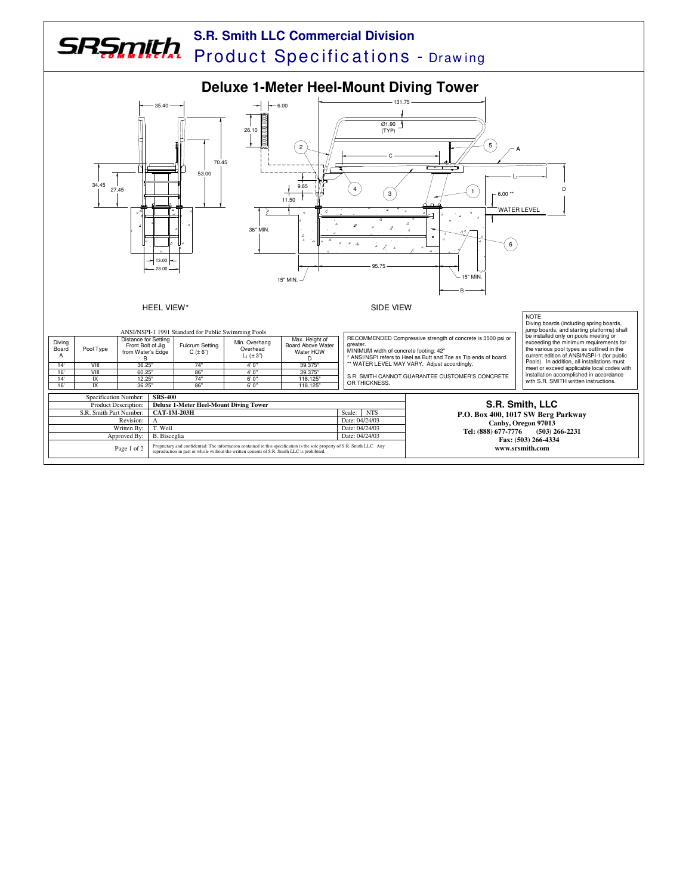# S.R. Smith LLC Commercial Division

## Product Specifications - Drawing

# Deluxe 1-Meter Heel-Mount Diving Tower

35.40
70.45
53.00
34.45
27.45
13.00
28.00
HEEL VIEW*

6.00
26.10
131.75
Ø1.90 (TYP)
C
A
L1
D
6.00 **
WATER LEVEL
9.65
11.50
36" MIN.
95.75
15" MIN.
15" MIN.
B
1 2 3 4 5 6
SIDE VIEW

ANSI/NSPI-1 1991 Standard for Public Swimming Pools

| Diving Board A | Pool Type | Distance for Setting Front Bolt of Jig from Water's Edge B | Fulcrum Setting C (± 6") | Min. Overhang Overhead $L_1$ (± 3") | Max. Height of Board Above Water HOW D |
|---|---|---|---|---|---|
| 14' | VIII | 36.25" | 74" | 4' 0" | 39.375" |
| 16' | VIII | 60.25" | 86" | 4' 0" | 39.375" |
| 14' | IX | 12.25" | 74" | 6' 0" | 118.125" |
| 16' | IX | 36.25" | 86" | 6' 0" | 118.125" |

RECOMMENDED Compressive strength of concrete is 3500 psi or greater.
MINIMUM width of concrete footing: 42"
* ANSI/NSPI refers to Heel as Butt and Toe as Tip ends of board.
** WATER LEVEL MAY VARY. Adjust accordingly.

S.R. SMITH CANNOT GUARANTEE CUSTOMER'S CONCRETE OR THICKNESS.

NOTE:
Diving boards (including spring boards, jump boards, and starting platforms) shall be installed only on pools meeting or exceeding the minimum requirements for the various pool types as outlined in the current edition of ANSI/NSPI-1 (for public Pools). In addition, all installations must meet or exceed applicable local codes with installation accomplished in accordance with S.R. SMITH written instructions.

| | | | |
|---|---|---|---|
| Specification Number: | **SRS-400** | | |
| Product Description: | **Deluxe 1-Meter Heel-Mount Diving Tower** | | |
| S.R. Smith Part Number: | **CAT-1M-203H** | Scale: | NTS |
| Revision: | A | Date: 04/24/03 | |
| Written By: | T. Weil | Date: 04/24/03 | |
| Approved By: | B. Bisceglia | Date: 04/24/03 | |
| Page 1 of 2 | Proprietary and confidential: The information contained in this specification is the sole property of S.R. Smith LLC. Any reproduction in part or whole without the written consent of S.R. Smith LLC is prohibited. | | |

**S.R. Smith, LLC**
**P.O. Box 400, 1017 SW Berg Parkway**
**Canby, Oregon 97013**
**Tel: (888) 677-7776 (503) 266-2231**
**Fax: (503) 266-4334**
**www.srsmith.com**